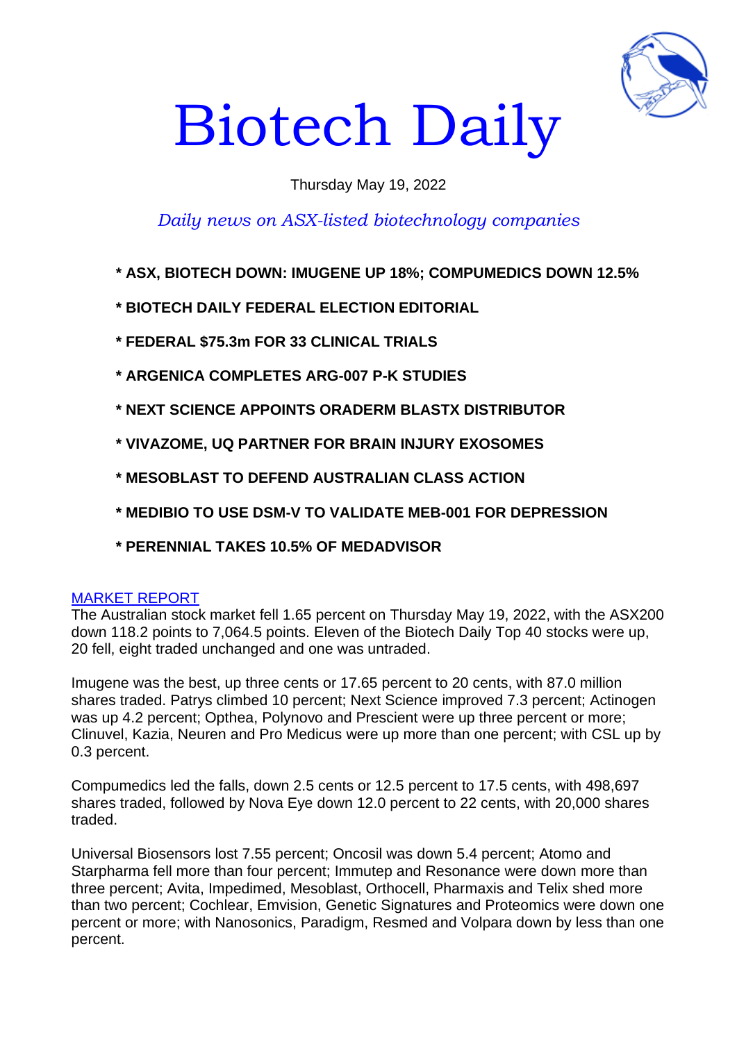# Biotech Daily

Thursday May 19, 2022

*Daily news on ASX-listed biotechnology companies*

- **\* ASX, BIOTECH DOWN: IMUGENE UP 18%; COMPUMEDICS DOWN 12.5%**
- **\* BIOTECH DAILY FEDERAL ELECTION EDITORIAL**
- **\* FEDERAL $75.3m FOR 33 CLINICAL TRIALS**
- **\* ARGENICA COMPLETES ARG-007 P-K STUDIES**
- **\* NEXT SCIENCE APPOINTS ORADERM BLASTX DISTRIBUTOR**
- **\* VIVAZOME, UQ PARTNER FOR BRAIN INJURY EXOSOMES**
- **\* MESOBLAST TO DEFEND AUSTRALIAN CLASS ACTION**
- **\* MEDIBIO TO USE DSM-V TO VALIDATE MEB-001 FOR DEPRESSION**
- **\* PERENNIAL TAKES 10.5% OF MEDADVISOR**

MARKET REPORT

The Australian stock market fell 1.65 percent on Thursday May 19, 2022, with the ASX200 down 118.2 points to 7,064.5 points. Eleven of the Biotech Daily Top 40 stocks were up, 20 fell, eight traded unchanged and one was untraded.

Imugene was the best, up three cents or 17.65 percent to 20 cents, with 87.0 million shares traded. Patrys climbed 10 percent; Next Science improved 7.3 percent; Actinogen was up 4.2 percent; Opthea, Polynovo and Prescient were up three percent or more; Clinuvel, Kazia, Neuren and Pro Medicus were up more than one percent; with CSL up by 0.3 percent.

Compumedics led the falls, down 2.5 cents or 12.5 percent to 17.5 cents, with 498,697 shares traded, followed by Nova Eye down 12.0 percent to 22 cents, with 20,000 shares traded.

Universal Biosensors lost 7.55 percent; Oncosil was down 5.4 percent; Atomo and Starpharma fell more than four percent; Immutep and Resonance were down more than three percent; Avita, Impedimed, Mesoblast, Orthocell, Pharmaxis and Telix shed more than two percent; Cochlear, Emvision, Genetic Signatures and Proteomics were down one percent or more; with Nanosonics, Paradigm, Resmed and Volpara down by less than one percent.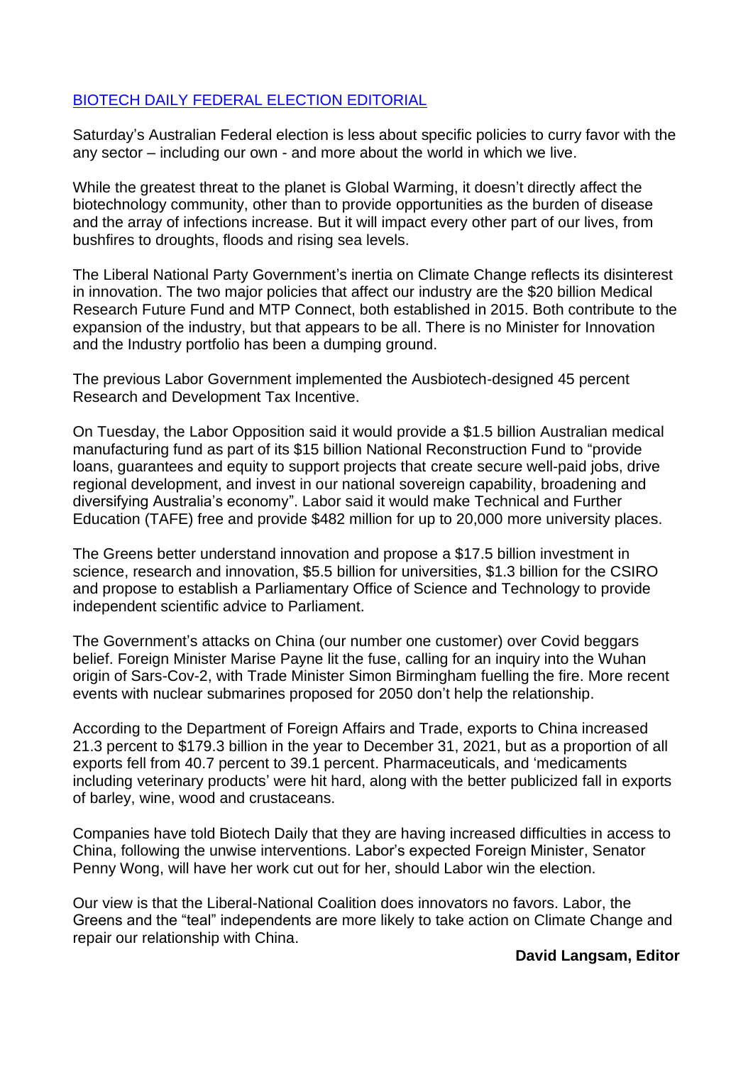## BIOTECH DAILY FEDERAL ELECTION EDITORIAL

Saturday's Australian Federal election is less about specific policies to curry favor with the any sector – including our own - and more about the world in which we live.

While the greatest threat to the planet is Global Warming, it doesn't directly affect the biotechnology community, other than to provide opportunities as the burden of disease and the array of infections increase. But it will impact every other part of our lives, from bushfires to droughts, floods and rising sea levels.

The Liberal National Party Government's inertia on Climate Change reflects its disinterest in innovation. The two major policies that affect our industry are the $20 billion Medical Research Future Fund and MTP Connect, both established in 2015. Both contribute to the expansion of the industry, but that appears to be all. There is no Minister for Innovation and the Industry portfolio has been a dumping ground.

The previous Labor Government implemented the Ausbiotech-designed 45 percent Research and Development Tax Incentive.

On Tuesday, the Labor Opposition said it would provide a $1.5 billion Australian medical manufacturing fund as part of its $15 billion National Reconstruction Fund to "provide loans, guarantees and equity to support projects that create secure well-paid jobs, drive regional development, and invest in our national sovereign capability, broadening and diversifying Australia's economy". Labor said it would make Technical and Further Education (TAFE) free and provide $482 million for up to 20,000 more university places.

The Greens better understand innovation and propose a $17.5 billion investment in science, research and innovation, $5.5 billion for universities, $1.3 billion for the CSIRO and propose to establish a Parliamentary Office of Science and Technology to provide independent scientific advice to Parliament.

The Government's attacks on China (our number one customer) over Covid beggars belief. Foreign Minister Marise Payne lit the fuse, calling for an inquiry into the Wuhan origin of Sars-Cov-2, with Trade Minister Simon Birmingham fuelling the fire. More recent events with nuclear submarines proposed for 2050 don't help the relationship.

According to the Department of Foreign Affairs and Trade, exports to China increased 21.3 percent to $179.3 billion in the year to December 31, 2021, but as a proportion of all exports fell from 40.7 percent to 39.1 percent. Pharmaceuticals, and 'medicaments including veterinary products' were hit hard, along with the better publicized fall in exports of barley, wine, wood and crustaceans.

Companies have told Biotech Daily that they are having increased difficulties in access to China, following the unwise interventions. Labor's expected Foreign Minister, Senator Penny Wong, will have her work cut out for her, should Labor win the election.

Our view is that the Liberal-National Coalition does innovators no favors. Labor, the Greens and the "teal" independents are more likely to take action on Climate Change and repair our relationship with China.

**David Langsam, Editor**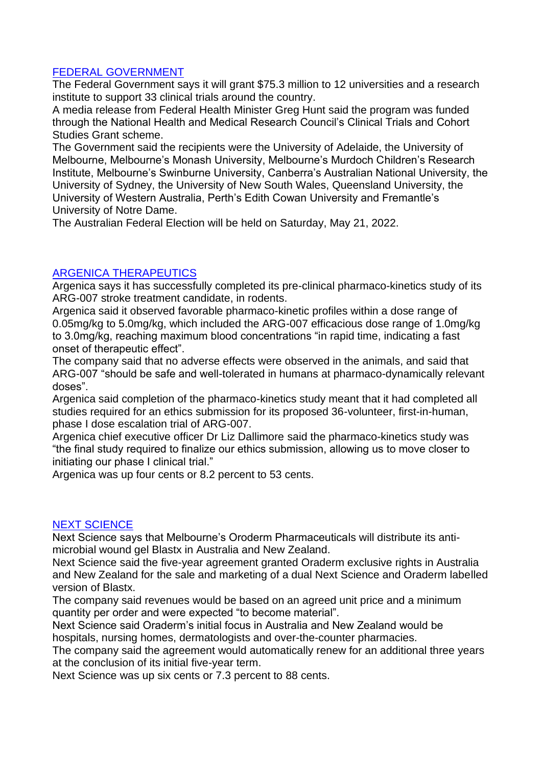## [FEDERAL GOVERNMENT]

The Federal Government says it will grant $75.3 million to 12 universities and a research institute to support 33 clinical trials around the country.

A media release from Federal Health Minister Greg Hunt said the program was funded through the National Health and Medical Research Council's Clinical Trials and Cohort Studies Grant scheme.

The Government said the recipients were the University of Adelaide, the University of Melbourne, Melbourne's Monash University, Melbourne's Murdoch Children's Research Institute, Melbourne's Swinburne University, Canberra's Australian National University, the University of Sydney, the University of New South Wales, Queensland University, the University of Western Australia, Perth's Edith Cowan University and Fremantle's University of Notre Dame.

The Australian Federal Election will be held on Saturday, May 21, 2022.

## [ARGENICA THERAPEUTICS]

Argenica says it has successfully completed its pre-clinical pharmaco-kinetics study of its ARG-007 stroke treatment candidate, in rodents.

Argenica said it observed favorable pharmaco-kinetic profiles within a dose range of 0.05mg/kg to 5.0mg/kg, which included the ARG-007 efficacious dose range of 1.0mg/kg to 3.0mg/kg, reaching maximum blood concentrations "in rapid time, indicating a fast onset of therapeutic effect".

The company said that no adverse effects were observed in the animals, and said that ARG-007 "should be safe and well-tolerated in humans at pharmaco-dynamically relevant doses".

Argenica said completion of the pharmaco-kinetics study meant that it had completed all studies required for an ethics submission for its proposed 36-volunteer, first-in-human, phase I dose escalation trial of ARG-007.

Argenica chief executive officer Dr Liz Dallimore said the pharmaco-kinetics study was "the final study required to finalize our ethics submission, allowing us to move closer to initiating our phase I clinical trial."

Argenica was up four cents or 8.2 percent to 53 cents.

## [NEXT SCIENCE]

Next Science says that Melbourne's Oroderm Pharmaceuticals will distribute its anti-microbial wound gel Blastx in Australia and New Zealand.

Next Science said the five-year agreement granted Oraderm exclusive rights in Australia and New Zealand for the sale and marketing of a dual Next Science and Oraderm labelled version of Blastx.

The company said revenues would be based on an agreed unit price and a minimum quantity per order and were expected "to become material".

Next Science said Oraderm's initial focus in Australia and New Zealand would be hospitals, nursing homes, dermatologists and over-the-counter pharmacies.

The company said the agreement would automatically renew for an additional three years at the conclusion of its initial five-year term.

Next Science was up six cents or 7.3 percent to 88 cents.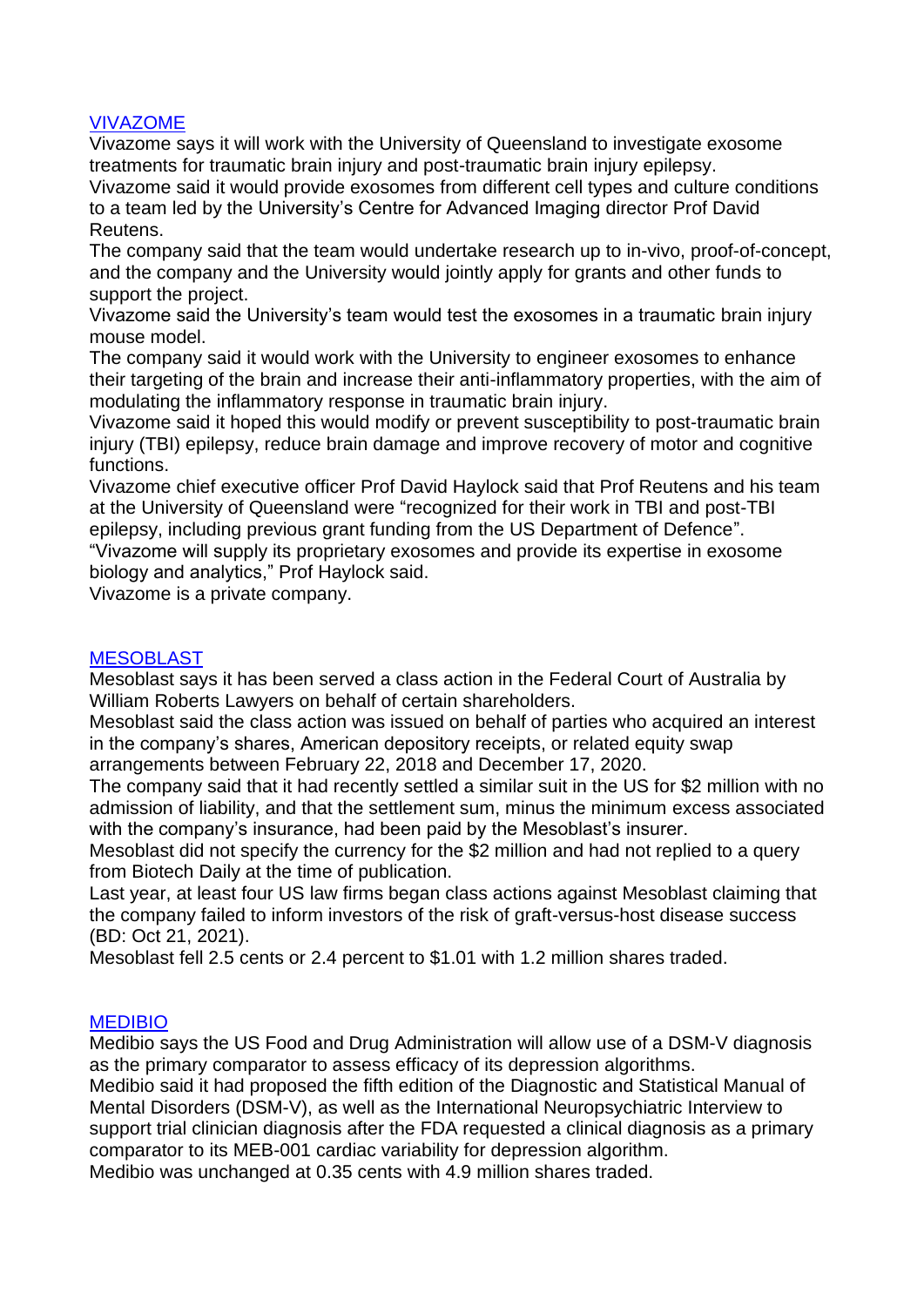## VIVAZOME

Vivazome says it will work with the University of Queensland to investigate exosome treatments for traumatic brain injury and post-traumatic brain injury epilepsy.

Vivazome said it would provide exosomes from different cell types and culture conditions to a team led by the University's Centre for Advanced Imaging director Prof David Reutens.

The company said that the team would undertake research up to in-vivo, proof-of-concept, and the company and the University would jointly apply for grants and other funds to support the project.

Vivazome said the University's team would test the exosomes in a traumatic brain injury mouse model.

The company said it would work with the University to engineer exosomes to enhance their targeting of the brain and increase their anti-inflammatory properties, with the aim of modulating the inflammatory response in traumatic brain injury.

Vivazome said it hoped this would modify or prevent susceptibility to post-traumatic brain injury (TBI) epilepsy, reduce brain damage and improve recovery of motor and cognitive functions.

Vivazome chief executive officer Prof David Haylock said that Prof Reutens and his team at the University of Queensland were "recognized for their work in TBI and post-TBI epilepsy, including previous grant funding from the US Department of Defence".

"Vivazome will supply its proprietary exosomes and provide its expertise in exosome biology and analytics," Prof Haylock said.

Vivazome is a private company.

## MESOBLAST

Mesoblast says it has been served a class action in the Federal Court of Australia by William Roberts Lawyers on behalf of certain shareholders.

Mesoblast said the class action was issued on behalf of parties who acquired an interest in the company's shares, American depository receipts, or related equity swap arrangements between February 22, 2018 and December 17, 2020.

The company said that it had recently settled a similar suit in the US for $2 million with no admission of liability, and that the settlement sum, minus the minimum excess associated with the company's insurance, had been paid by the Mesoblast's insurer.

Mesoblast did not specify the currency for the $2 million and had not replied to a query from Biotech Daily at the time of publication.

Last year, at least four US law firms began class actions against Mesoblast claiming that the company failed to inform investors of the risk of graft-versus-host disease success (BD: Oct 21, 2021).

Mesoblast fell 2.5 cents or 2.4 percent to $1.01 with 1.2 million shares traded.

## MEDIBIO

Medibio says the US Food and Drug Administration will allow use of a DSM-V diagnosis as the primary comparator to assess efficacy of its depression algorithms.

Medibio said it had proposed the fifth edition of the Diagnostic and Statistical Manual of Mental Disorders (DSM-V), as well as the International Neuropsychiatric Interview to support trial clinician diagnosis after the FDA requested a clinical diagnosis as a primary comparator to its MEB-001 cardiac variability for depression algorithm.

Medibio was unchanged at 0.35 cents with 4.9 million shares traded.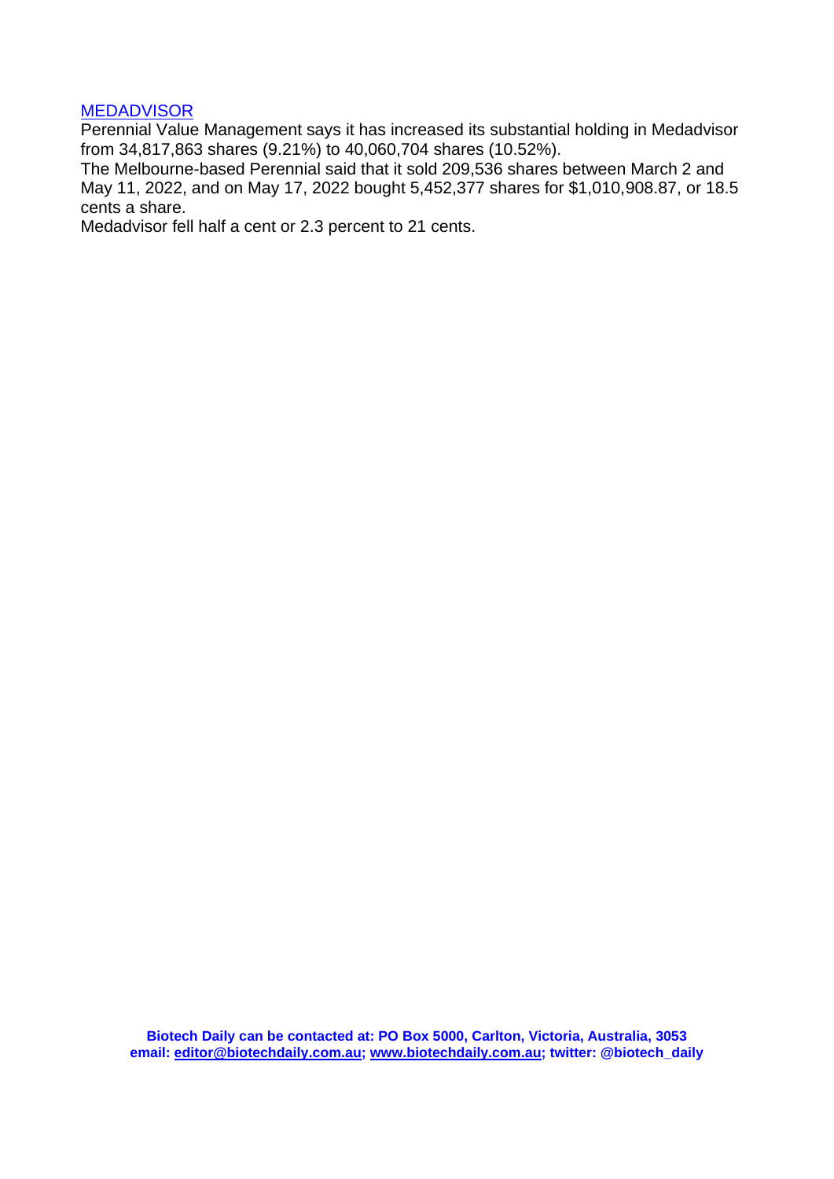## MEDADVISOR

Perennial Value Management says it has increased its substantial holding in Medadvisor from 34,817,863 shares (9.21%) to 40,060,704 shares (10.52%).

The Melbourne-based Perennial said that it sold 209,536 shares between March 2 and May 11, 2022, and on May 17, 2022 bought 5,452,377 shares for $1,010,908.87, or 18.5 cents a share.

Medadvisor fell half a cent or 2.3 percent to 21 cents.